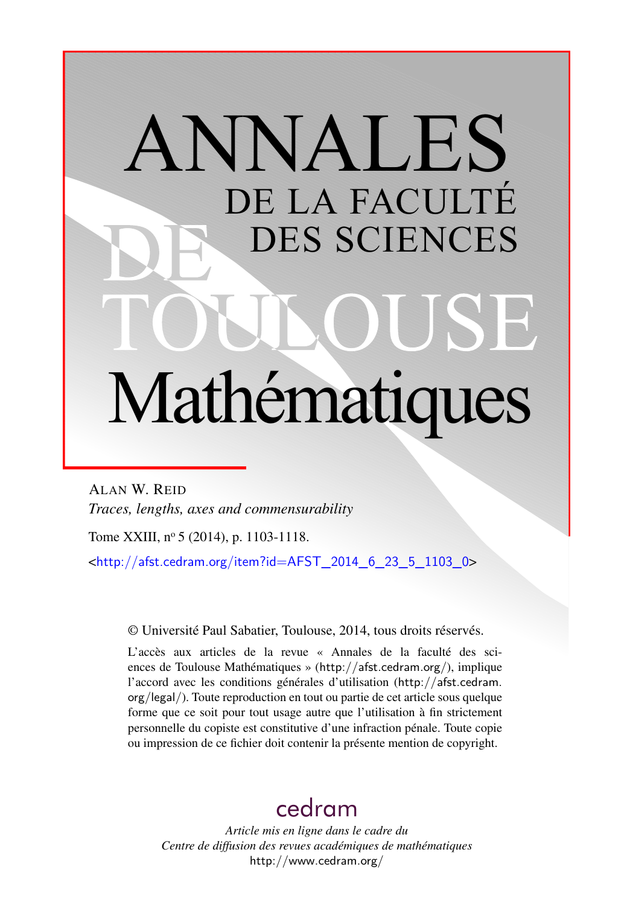# ANNALES DE LA FACULTÉ DES SCIENCES DE TOULOUSE Mathématiques

ALAN W. REID

*Traces, lengths, axes and commensurability*

Tome XXIII, nº 5 (2014), p. 1103-1118.

<http://afst.cedram.org/item?id=AFST_2014_6_23_5_1103_0>

© Université Paul Sabatier, Toulouse, 2014, tous droits réservés.

L'accès aux articles de la revue « Annales de la faculté des sciences de Toulouse Mathématiques » (http://afst.cedram.org/), implique l'accord avec les conditions générales d'utilisation (http://afst.cedram.org/legal/). Toute reproduction en tout ou partie de cet article sous quelque forme que ce soit pour tout usage autre que l'utilisation à fin strictement personnelle du copiste est constitutive d'une infraction pénale. Toute copie ou impression de ce fichier doit contenir la présente mention de copyright.

cedram

*Article mis en ligne dans le cadre du Centre de diffusion des revues académiques de mathématiques*
http://www.cedram.org/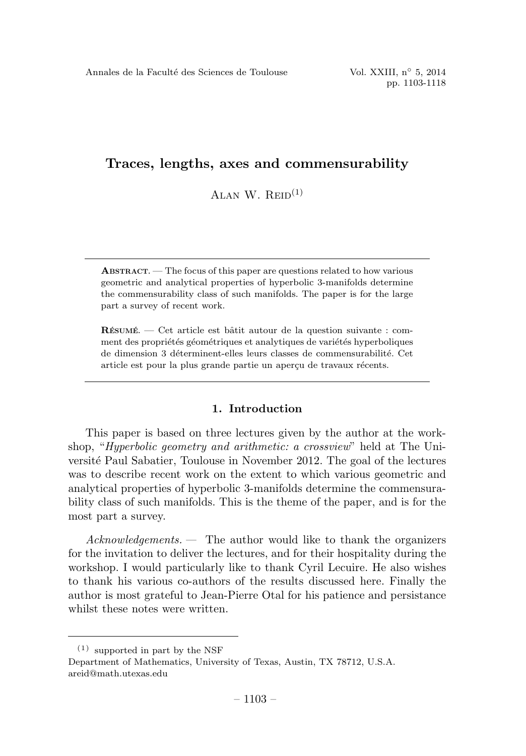# Traces, lengths, axes and commensurability

Alan W. Reid[(1)]

**Abstract.** — The focus of this paper are questions related to how various geometric and analytical properties of hyperbolic 3-manifolds determine the commensurability class of such manifolds. The paper is for the large part a survey of recent work.

**Résumé.** — Cet article est bâtit autour de la question suivante : comment des propriétés géométriques et analytiques de variétés hyperboliques de dimension 3 déterminent-elles leurs classes de commensurabilité. Cet article est pour la plus grande partie un aperçu de travaux récents.

## 1. Introduction

This paper is based on three lectures given by the author at the workshop, "*Hyperbolic geometry and arithmetic: a crossview*" held at The Université Paul Sabatier, Toulouse in November 2012. The goal of the lectures was to describe recent work on the extent to which various geometric and analytical properties of hyperbolic 3-manifolds determine the commensurability class of such manifolds. This is the theme of the paper, and is for the most part a survey.

*Acknowledgements.* — The author would like to thank the organizers for the invitation to deliver the lectures, and for their hospitality during the workshop. I would particularly like to thank Cyril Lecuire. He also wishes to thank his various co-authors of the results discussed here. Finally the author is most grateful to Jean-Pierre Otal for his patience and persistance whilst these notes were written.

---

(1) supported in part by the NSF
Department of Mathematics, University of Texas, Austin, TX 78712, U.S.A.
areid@math.utexas.edu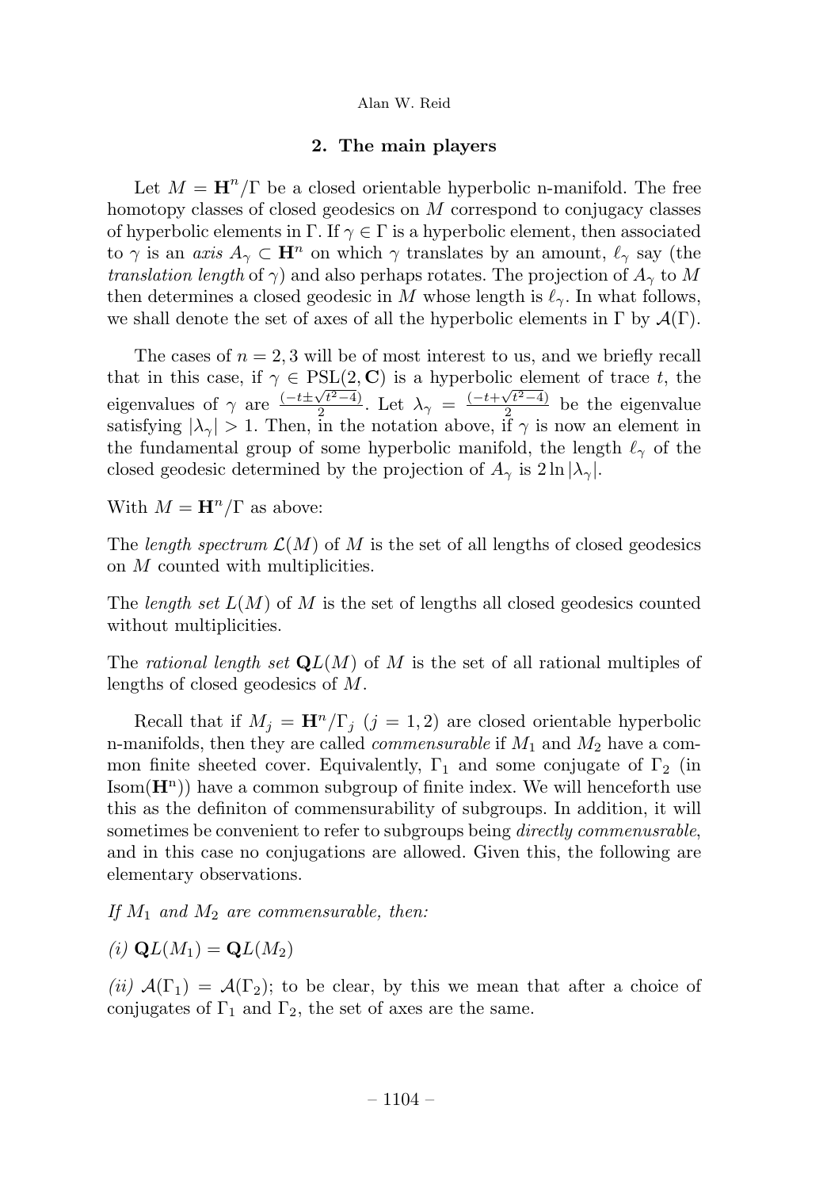## 2. The main players

Let $M = \mathbf{H}^n/\Gamma$ be a closed orientable hyperbolic n-manifold. The free homotopy classes of closed geodesics on $M$ correspond to conjugacy classes of hyperbolic elements in $\Gamma$. If $\gamma \in \Gamma$ is a hyperbolic element, then associated to $\gamma$ is an *axis* $A_\gamma \subset \mathbf{H}^n$ on which $\gamma$ translates by an amount, $\ell_\gamma$ say (the *translation length* of $\gamma$) and also perhaps rotates. The projection of $A_\gamma$ to $M$ then determines a closed geodesic in $M$ whose length is $\ell_\gamma$. In what follows, we shall denote the set of axes of all the hyperbolic elements in $\Gamma$ by $\mathcal{A}(\Gamma)$.

The cases of $n = 2, 3$ will be of most interest to us, and we briefly recall that in this case, if $\gamma \in \mathrm{PSL}(2, \mathbf{C})$ is a hyperbolic element of trace $t$, the eigenvalues of $\gamma$ are $\frac{(-t \pm \sqrt{t^2-4})}{2}$. Let $\lambda_\gamma = \frac{(-t+\sqrt{t^2-4})}{2}$ be the eigenvalue satisfying $|\lambda_\gamma| > 1$. Then, in the notation above, if $\gamma$ is now an element in the fundamental group of some hyperbolic manifold, the length $\ell_\gamma$ of the closed geodesic determined by the projection of $A_\gamma$ is $2 \ln |\lambda_\gamma|$.

With $M = \mathbf{H}^n/\Gamma$ as above:

The *length spectrum* $\mathcal{L}(M)$ of $M$ is the set of all lengths of closed geodesics on $M$ counted with multiplicities.

The *length set* $L(M)$ of $M$ is the set of lengths all closed geodesics counted without multiplicities.

The *rational length set* $\mathbf{Q}L(M)$ of $M$ is the set of all rational multiples of lengths of closed geodesics of $M$.

Recall that if $M_j = \mathbf{H}^n/\Gamma_j$ $(j = 1, 2)$ are closed orientable hyperbolic n-manifolds, then they are called *commensurable* if $M_1$ and $M_2$ have a common finite sheeted cover. Equivalently, $\Gamma_1$ and some conjugate of $\Gamma_2$ (in $\mathrm{Isom}(\mathbf{H}^n)$) have a common subgroup of finite index. We will henceforth use this as the definiton of commensurability of subgroups. In addition, it will sometimes be convenient to refer to subgroups being *directly commenusrable*, and in this case no conjugations are allowed. Given this, the following are elementary observations.

*If $M_1$ and $M_2$ are commensurable, then:*

*(i)* $\mathbf{Q}L(M_1) = \mathbf{Q}L(M_2)$

*(ii)* $\mathcal{A}(\Gamma_1) = \mathcal{A}(\Gamma_2)$; to be clear, by this we mean that after a choice of conjugates of $\Gamma_1$ and $\Gamma_2$, the set of axes are the same.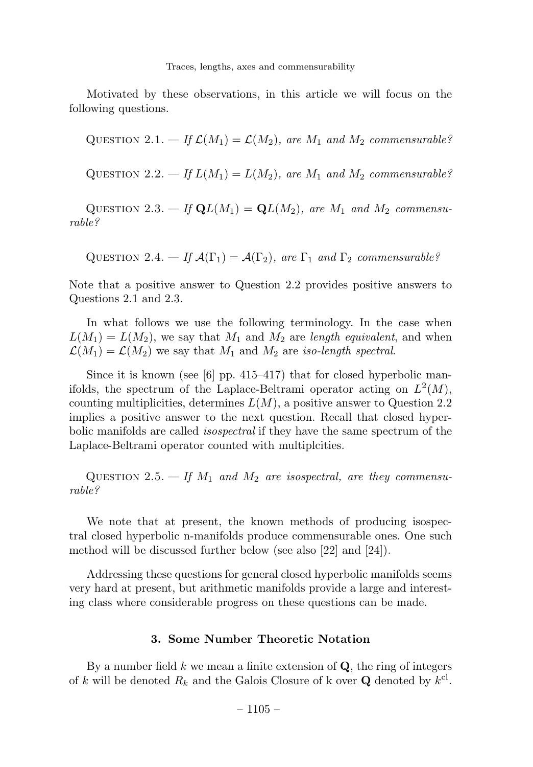Motivated by these observations, in this article we will focus on the following questions.

Question 2.1. — *If $\mathcal{L}(M_1) = \mathcal{L}(M_2)$, are $M_1$ and $M_2$ commensurable?*

Question 2.2. — *If $L(M_1) = L(M_2)$, are $M_1$ and $M_2$ commensurable?*

Question 2.3. — *If $\mathbf{Q}L(M_1) = \mathbf{Q}L(M_2)$, are $M_1$ and $M_2$ commensurable?*

Question 2.4. — *If $\mathcal{A}(\Gamma_1) = \mathcal{A}(\Gamma_2)$, are $\Gamma_1$ and $\Gamma_2$ commensurable?*

Note that a positive answer to Question 2.2 provides positive answers to Questions 2.1 and 2.3.

In what follows we use the following terminology. In the case when $L(M_1) = L(M_2)$, we say that $M_1$ and $M_2$ are *length equivalent*, and when $\mathcal{L}(M_1) = \mathcal{L}(M_2)$ we say that $M_1$ and $M_2$ are *iso-length spectral*.

Since it is known (see [6] pp. 415–417) that for closed hyperbolic manifolds, the spectrum of the Laplace-Beltrami operator acting on $L^2(M)$, counting multiplicities, determines $L(M)$, a positive answer to Question 2.2 implies a positive answer to the next question. Recall that closed hyperbolic manifolds are called *isospectral* if they have the same spectrum of the Laplace-Beltrami operator counted with multiplcities.

Question 2.5. — *If $M_1$ and $M_2$ are isospectral, are they commensurable?*

We note that at present, the known methods of producing isospectral closed hyperbolic n-manifolds produce commensurable ones. One such method will be discussed further below (see also [22] and [24]).

Addressing these questions for general closed hyperbolic manifolds seems very hard at present, but arithmetic manifolds provide a large and interesting class where considerable progress on these questions can be made.

## 3. Some Number Theoretic Notation

By a number field $k$ we mean a finite extension of $\mathbf{Q}$, the ring of integers of $k$ will be denoted $R_k$ and the Galois Closure of k over $\mathbf{Q}$ denoted by $k^{\mathrm{cl}}$.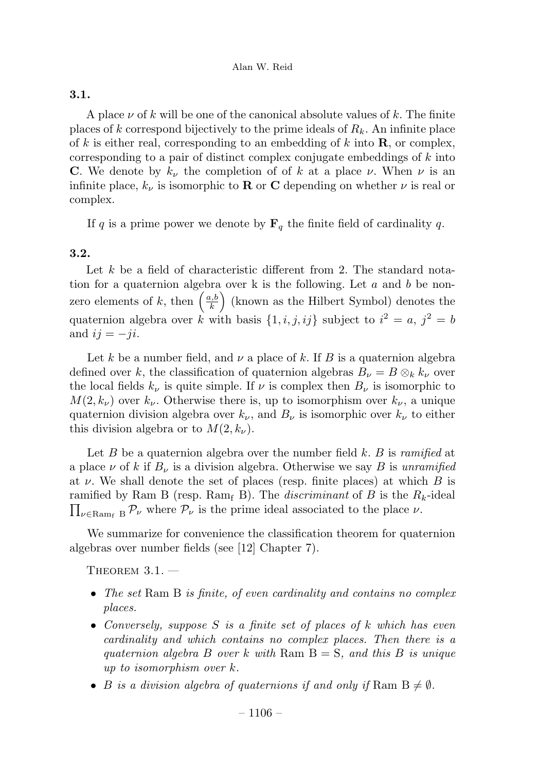### 3.1.

A place $\nu$ of $k$ will be one of the canonical absolute values of $k$. The finite places of $k$ correspond bijectively to the prime ideals of $R_k$. An infinite place of $k$ is either real, corresponding to an embedding of $k$ into $\mathbf{R}$, or complex, corresponding to a pair of distinct complex conjugate embeddings of $k$ into $\mathbf{C}$. We denote by $k_\nu$ the completion of of $k$ at a place $\nu$. When $\nu$ is an infinite place, $k_\nu$ is isomorphic to $\mathbf{R}$ or $\mathbf{C}$ depending on whether $\nu$ is real or complex.

If $q$ is a prime power we denote by $\mathbf{F}_q$ the finite field of cardinality $q$.

### 3.2.

Let $k$ be a field of characteristic different from 2. The standard notation for a quaternion algebra over k is the following. Let $a$ and $b$ be non-zero elements of $k$, then $\left(\frac{a,b}{k}\right)$ (known as the Hilbert Symbol) denotes the quaternion algebra over $k$ with basis $\{1, i, j, ij\}$ subject to $i^2 = a$, $j^2 = b$ and $ij = -ji$.

Let $k$ be a number field, and $\nu$ a place of $k$. If $B$ is a quaternion algebra defined over $k$, the classification of quaternion algebras $B_\nu = B \otimes_k k_\nu$ over the local fields $k_\nu$ is quite simple. If $\nu$ is complex then $B_\nu$ is isomorphic to $M(2, k_\nu)$ over $k_\nu$. Otherwise there is, up to isomorphism over $k_\nu$, a unique quaternion division algebra over $k_\nu$, and $B_\nu$ is isomorphic over $k_\nu$ to either this division algebra or to $M(2, k_\nu)$.

Let $B$ be a quaternion algebra over the number field $k$. $B$ is *ramified* at a place $\nu$ of $k$ if $B_\nu$ is a division algebra. Otherwise we say $B$ is *unramified* at $\nu$. We shall denote the set of places (resp. finite places) at which $B$ is ramified by $\mathrm{Ram}\ \mathrm{B}$ (resp. $\mathrm{Ram_f}\ \mathrm{B}$). The *discriminant* of $B$ is the $R_k$-ideal $\prod_{\nu \in \mathrm{Ram_f}\ \mathrm{B}} \mathcal{P}_\nu$ where $\mathcal{P}_\nu$ is the prime ideal associated to the place $\nu$.

We summarize for convenience the classification theorem for quaternion algebras over number fields (see [12] Chapter 7).

THEOREM 3.1. —

- *The set* $\mathrm{Ram}\ \mathrm{B}$ *is finite, of even cardinality and contains no complex places.*
- *Conversely, suppose $S$ is a finite set of places of $k$ which has even cardinality and which contains no complex places. Then there is a quaternion algebra $B$ over $k$ with* $\mathrm{Ram}\ \mathrm{B} = \mathrm{S}$, *and this $B$ is unique up to isomorphism over $k$.*
- *$B$ is a division algebra of quaternions if and only if* $\mathrm{Ram}\ \mathrm{B} \neq \emptyset$.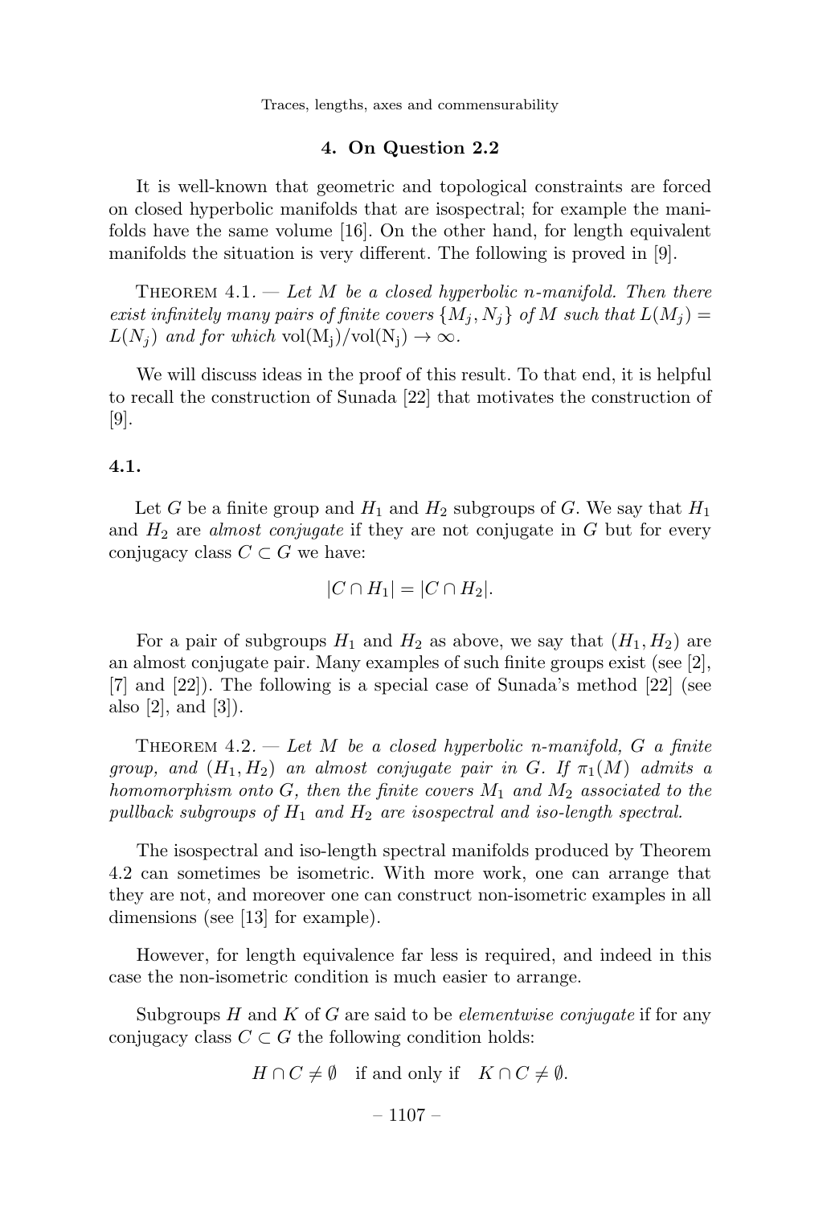## 4. On Question 2.2

It is well-known that geometric and topological constraints are forced on closed hyperbolic manifolds that are isospectral; for example the manifolds have the same volume [16]. On the other hand, for length equivalent manifolds the situation is very different. The following is proved in [9].

THEOREM 4.1. — *Let $M$ be a closed hyperbolic $n$-manifold. Then there exist infinitely many pairs of finite covers $\{M_j, N_j\}$ of $M$ such that $L(M_j) = L(N_j)$ and for which* $\mathrm{vol}(\mathrm{M_j})/\mathrm{vol}(\mathrm{N_j}) \to \infty$.

We will discuss ideas in the proof of this result. To that end, it is helpful to recall the construction of Sunada [22] that motivates the construction of [9].

### 4.1.

Let $G$ be a finite group and $H_1$ and $H_2$ subgroups of $G$. We say that $H_1$ and $H_2$ are *almost conjugate* if they are not conjugate in $G$ but for every conjugacy class $C \subset G$ we have:

$$|C \cap H_1| = |C \cap H_2|.$$

For a pair of subgroups $H_1$ and $H_2$ as above, we say that $(H_1, H_2)$ are an almost conjugate pair. Many examples of such finite groups exist (see [2], [7] and [22]). The following is a special case of Sunada's method [22] (see also [2], and [3]).

THEOREM 4.2. — *Let $M$ be a closed hyperbolic $n$-manifold, $G$ a finite group, and $(H_1, H_2)$ an almost conjugate pair in $G$. If $\pi_1(M)$ admits a homomorphism onto $G$, then the finite covers $M_1$ and $M_2$ associated to the pullback subgroups of $H_1$ and $H_2$ are isospectral and iso-length spectral.*

The isospectral and iso-length spectral manifolds produced by Theorem 4.2 can sometimes be isometric. With more work, one can arrange that they are not, and moreover one can construct non-isometric examples in all dimensions (see [13] for example).

However, for length equivalence far less is required, and indeed in this case the non-isometric condition is much easier to arrange.

Subgroups $H$ and $K$ of $G$ are said to be *elementwise conjugate* if for any conjugacy class $C \subset G$ the following condition holds:

$$H \cap C \neq \emptyset \quad \text{if and only if} \quad K \cap C \neq \emptyset.$$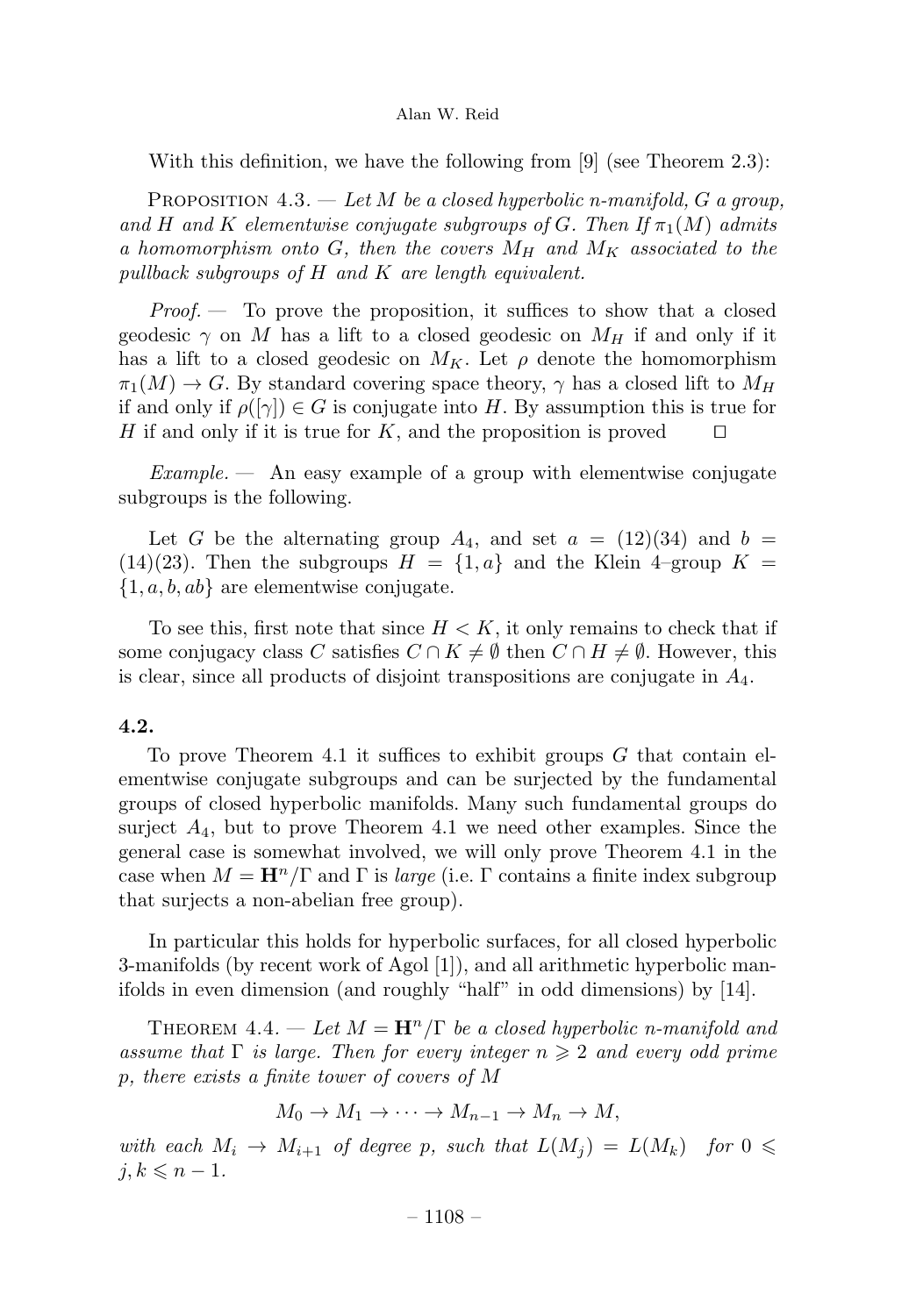With this definition, we have the following from [9] (see Theorem 2.3):

Proposition 4.3. — *Let $M$ be a closed hyperbolic $n$-manifold, $G$ a group, and $H$ and $K$ elementwise conjugate subgroups of $G$. Then If $\pi_1(M)$ admits a homomorphism onto $G$, then the covers $M_H$ and $M_K$ associated to the pullback subgroups of $H$ and $K$ are length equivalent.*

*Proof.* — To prove the proposition, it suffices to show that a closed geodesic $\gamma$ on $M$ has a lift to a closed geodesic on $M_H$ if and only if it has a lift to a closed geodesic on $M_K$. Let $\rho$ denote the homomorphism $\pi_1(M) \to G$. By standard covering space theory, $\gamma$ has a closed lift to $M_H$ if and only if $\rho([\gamma]) \in G$ is conjugate into $H$. By assumption this is true for $H$ if and only if it is true for $K$, and the proposition is proved □

*Example.* — An easy example of a group with elementwise conjugate subgroups is the following.

Let $G$ be the alternating group $A_4$, and set $a = (12)(34)$ and $b = (14)(23)$. Then the subgroups $H = \{1, a\}$ and the Klein 4–group $K = \{1, a, b, ab\}$ are elementwise conjugate.

To see this, first note that since $H < K$, it only remains to check that if some conjugacy class $C$ satisfies $C \cap K \neq \emptyset$ then $C \cap H \neq \emptyset$. However, this is clear, since all products of disjoint transpositions are conjugate in $A_4$.

## 4.2.

To prove Theorem 4.1 it suffices to exhibit groups $G$ that contain elementwise conjugate subgroups and can be surjected by the fundamental groups of closed hyperbolic manifolds. Many such fundamental groups do surject $A_4$, but to prove Theorem 4.1 we need other examples. Since the general case is somewhat involved, we will only prove Theorem 4.1 in the case when $M = \mathbf{H}^n/\Gamma$ and $\Gamma$ is *large* (i.e. $\Gamma$ contains a finite index subgroup that surjects a non-abelian free group).

In particular this holds for hyperbolic surfaces, for all closed hyperbolic 3-manifolds (by recent work of Agol [1]), and all arithmetic hyperbolic manifolds in even dimension (and roughly "half" in odd dimensions) by [14].

Theorem 4.4. — *Let $M = \mathbf{H}^n/\Gamma$ be a closed hyperbolic $n$-manifold and assume that $\Gamma$ is large. Then for every integer $n \geqslant 2$ and every odd prime $p$, there exists a finite tower of covers of $M$*

$$M_0 \to M_1 \to \cdots \to M_{n-1} \to M_n \to M,$$

*with each $M_i \to M_{i+1}$ of degree $p$, such that $L(M_j) = L(M_k)$ for $0 \leqslant j, k \leqslant n-1$.*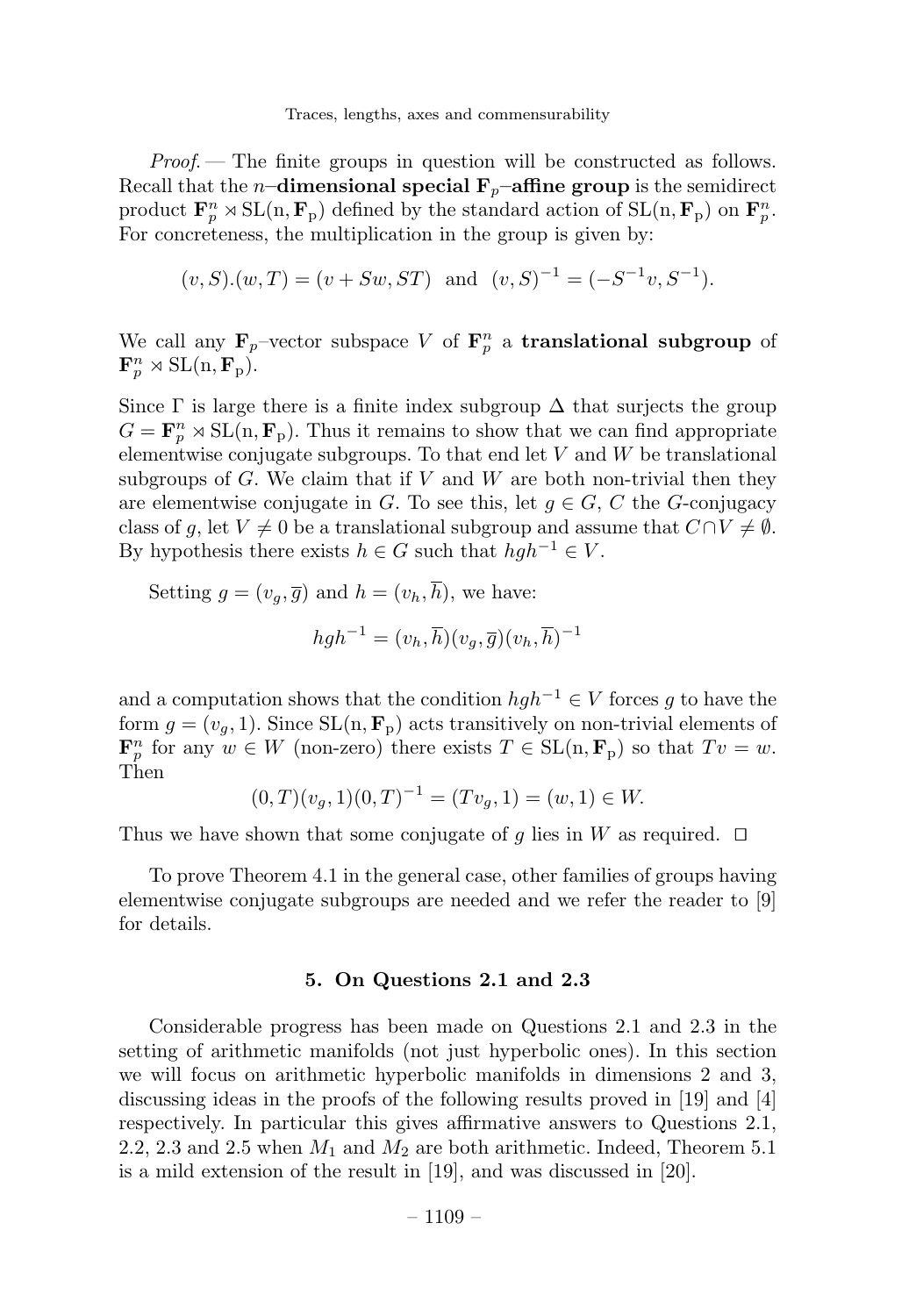*Proof.* — The finite groups in question will be constructed as follows. Recall that the $n$–**dimensional special $\mathbf{F}_p$–affine group** is the semidirect product $\mathbf{F}_p^n \rtimes \mathrm{SL}(\mathrm{n}, \mathbf{F}_\mathrm{p})$ defined by the standard action of $\mathrm{SL}(\mathrm{n}, \mathbf{F}_\mathrm{p})$ on $\mathbf{F}_p^n$. For concreteness, the multiplication in the group is given by:

$$(v, S).(w, T) = (v + Sw, ST) \quad \text{and} \quad (v, S)^{-1} = (-S^{-1}v, S^{-1}).$$

We call any $\mathbf{F}_p$–vector subspace $V$ of $\mathbf{F}_p^n$ a **translational subgroup** of $\mathbf{F}_p^n \rtimes \mathrm{SL}(\mathrm{n}, \mathbf{F}_\mathrm{p})$.

Since $\Gamma$ is large there is a finite index subgroup $\Delta$ that surjects the group $G = \mathbf{F}_p^n \rtimes \mathrm{SL}(\mathrm{n}, \mathbf{F}_\mathrm{p})$. Thus it remains to show that we can find appropriate elementwise conjugate subgroups. To that end let $V$ and $W$ be translational subgroups of $G$. We claim that if $V$ and $W$ are both non-trivial then they are elementwise conjugate in $G$. To see this, let $g \in G$, $C$ the $G$-conjugacy class of $g$, let $V \neq 0$ be a translational subgroup and assume that $C \cap V \neq \emptyset$. By hypothesis there exists $h \in G$ such that $hgh^{-1} \in V$.

Setting $g = (v_g, \overline{g})$ and $h = (v_h, \overline{h})$, we have:

$$hgh^{-1} = (v_h, \overline{h})(v_g, \overline{g})(v_h, \overline{h})^{-1}$$

and a computation shows that the condition $hgh^{-1} \in V$ forces $g$ to have the form $g = (v_g, 1)$. Since $\mathrm{SL}(\mathrm{n}, \mathbf{F}_\mathrm{p})$ acts transitively on non-trivial elements of $\mathbf{F}_p^n$ for any $w \in W$ (non-zero) there exists $T \in \mathrm{SL}(\mathrm{n}, \mathbf{F}_\mathrm{p})$ so that $Tv = w$. Then

$$(0, T)(v_g, 1)(0, T)^{-1} = (Tv_g, 1) = (w, 1) \in W.$$

Thus we have shown that some conjugate of $g$ lies in $W$ as required. □

To prove Theorem 4.1 in the general case, other families of groups having elementwise conjugate subgroups are needed and we refer the reader to [9] for details.

## 5. On Questions 2.1 and 2.3

Considerable progress has been made on Questions 2.1 and 2.3 in the setting of arithmetic manifolds (not just hyperbolic ones). In this section we will focus on arithmetic hyperbolic manifolds in dimensions 2 and 3, discussing ideas in the proofs of the following results proved in [19] and [4] respectively. In particular this gives affirmative answers to Questions 2.1, 2.2, 2.3 and 2.5 when $M_1$ and $M_2$ are both arithmetic. Indeed, Theorem 5.1 is a mild extension of the result in [19], and was discussed in [20].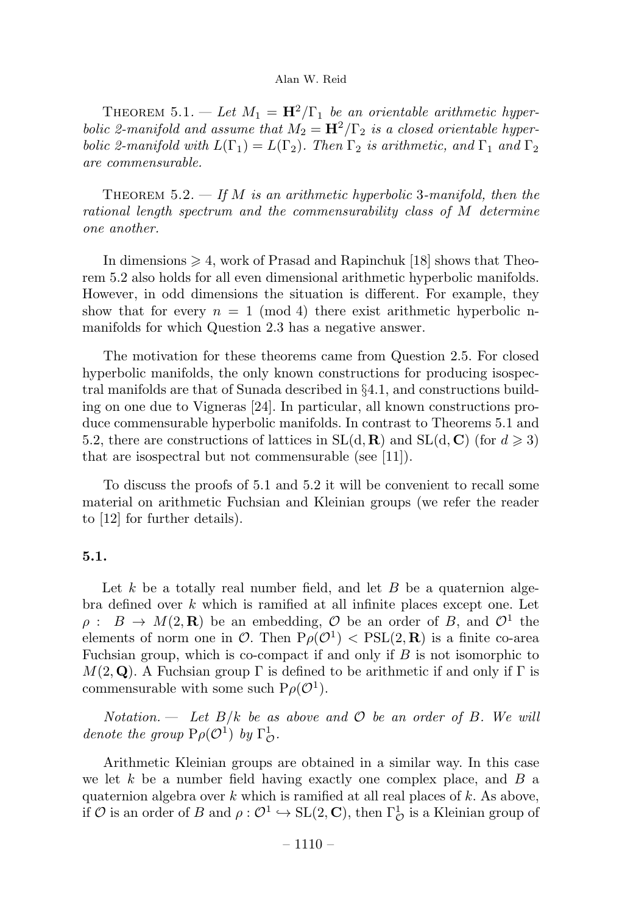THEOREM 5.1. — *Let $M_1 = \mathbf{H}^2/\Gamma_1$ be an orientable arithmetic hyperbolic 2-manifold and assume that $M_2 = \mathbf{H}^2/\Gamma_2$ is a closed orientable hyperbolic 2-manifold with $L(\Gamma_1) = L(\Gamma_2)$. Then $\Gamma_2$ is arithmetic, and $\Gamma_1$ and $\Gamma_2$ are commensurable.*

THEOREM 5.2. — *If $M$ is an arithmetic hyperbolic 3-manifold, then the rational length spectrum and the commensurability class of $M$ determine one another.*

In dimensions $\geqslant 4$, work of Prasad and Rapinchuk [18] shows that Theorem 5.2 also holds for all even dimensional arithmetic hyperbolic manifolds. However, in odd dimensions the situation is different. For example, they show that for every $n = 1 \pmod 4$ there exist arithmetic hyperbolic n-manifolds for which Question 2.3 has a negative answer.

The motivation for these theorems came from Question 2.5. For closed hyperbolic manifolds, the only known constructions for producing isospectral manifolds are that of Sunada described in §4.1, and constructions building on one due to Vigneras [24]. In particular, all known constructions produce commensurable hyperbolic manifolds. In contrast to Theorems 5.1 and 5.2, there are constructions of lattices in $\mathrm{SL}(\mathrm{d}, \mathbf{R})$ and $\mathrm{SL}(\mathrm{d}, \mathbf{C})$ (for $d \geqslant 3$) that are isospectral but not commensurable (see [11]).

To discuss the proofs of 5.1 and 5.2 it will be convenient to recall some material on arithmetic Fuchsian and Kleinian groups (we refer the reader to [12] for further details).

## 5.1.

Let $k$ be a totally real number field, and let $B$ be a quaternion algebra defined over $k$ which is ramified at all infinite places except one. Let $\rho : B \to M(2, \mathbf{R})$ be an embedding, $\mathcal{O}$ be an order of $B$, and $\mathcal{O}^1$ the elements of norm one in $\mathcal{O}$. Then $\mathrm{P}\rho(\mathcal{O}^1) < \mathrm{PSL}(2, \mathbf{R})$ is a finite co-area Fuchsian group, which is co-compact if and only if $B$ is not isomorphic to $M(2, \mathbf{Q})$. A Fuchsian group $\Gamma$ is defined to be arithmetic if and only if $\Gamma$ is commensurable with some such $\mathrm{P}\rho(\mathcal{O}^1)$.

*Notation. — Let $B/k$ be as above and $\mathcal{O}$ be an order of $B$. We will denote the group $\mathrm{P}\rho(\mathcal{O}^1)$ by $\Gamma^1_{\mathcal{O}}$.*

Arithmetic Kleinian groups are obtained in a similar way. In this case we let $k$ be a number field having exactly one complex place, and $B$ a quaternion algebra over $k$ which is ramified at all real places of $k$. As above, if $\mathcal{O}$ is an order of $B$ and $\rho : \mathcal{O}^1 \hookrightarrow \mathrm{SL}(2, \mathbf{C})$, then $\Gamma^1_{\mathcal{O}}$ is a Kleinian group of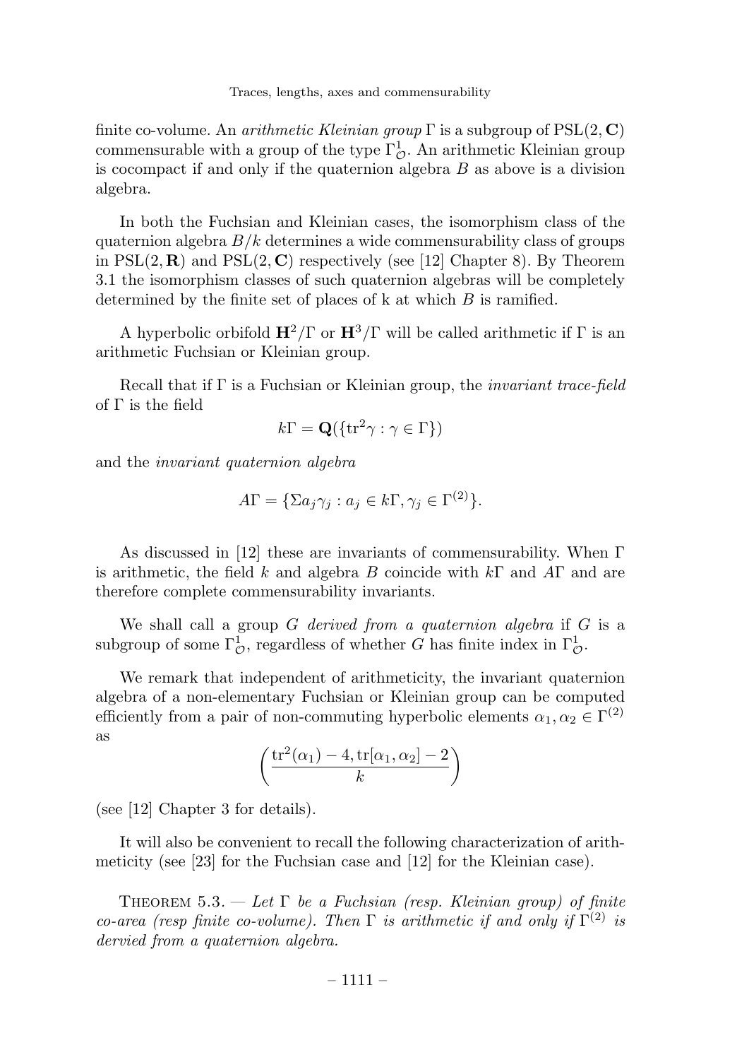finite co-volume. An *arithmetic Kleinian group* $\Gamma$ is a subgroup of $\mathrm{PSL}(2, \mathbf{C})$ commensurable with a group of the type $\Gamma^1_{\mathcal{O}}$. An arithmetic Kleinian group is cocompact if and only if the quaternion algebra $B$ as above is a division algebra.

In both the Fuchsian and Kleinian cases, the isomorphism class of the quaternion algebra $B/k$ determines a wide commensurability class of groups in $\mathrm{PSL}(2, \mathbf{R})$ and $\mathrm{PSL}(2, \mathbf{C})$ respectively (see [12] Chapter 8). By Theorem 3.1 the isomorphism classes of such quaternion algebras will be completely determined by the finite set of places of k at which $B$ is ramified.

A hyperbolic orbifold $\mathbf{H}^2/\Gamma$ or $\mathbf{H}^3/\Gamma$ will be called arithmetic if $\Gamma$ is an arithmetic Fuchsian or Kleinian group.

Recall that if $\Gamma$ is a Fuchsian or Kleinian group, the *invariant trace-field* of $\Gamma$ is the field

$$k\Gamma = \mathbf{Q}(\{\mathrm{tr}^2\gamma : \gamma \in \Gamma\})$$

and the *invariant quaternion algebra*

$$A\Gamma = \{\Sigma a_j \gamma_j : a_j \in k\Gamma, \gamma_j \in \Gamma^{(2)}\}.$$

As discussed in [12] these are invariants of commensurability. When $\Gamma$ is arithmetic, the field $k$ and algebra $B$ coincide with $k\Gamma$ and $A\Gamma$ and are therefore complete commensurability invariants.

We shall call a group $G$ *derived from a quaternion algebra* if $G$ is a subgroup of some $\Gamma^1_{\mathcal{O}}$, regardless of whether $G$ has finite index in $\Gamma^1_{\mathcal{O}}$.

We remark that independent of arithmeticity, the invariant quaternion algebra of a non-elementary Fuchsian or Kleinian group can be computed efficiently from a pair of non-commuting hyperbolic elements $\alpha_1, \alpha_2 \in \Gamma^{(2)}$ as

$$\left(\frac{\mathrm{tr}^2(\alpha_1) - 4, \mathrm{tr}[\alpha_1, \alpha_2] - 2}{k}\right)$$

(see [12] Chapter 3 for details).

It will also be convenient to recall the following characterization of arithmeticity (see [23] for the Fuchsian case and [12] for the Kleinian case).

Theorem 5.3. — *Let $\Gamma$ be a Fuchsian (resp. Kleinian group) of finite co-area (resp finite co-volume). Then $\Gamma$ is arithmetic if and only if $\Gamma^{(2)}$ is dervied from a quaternion algebra.*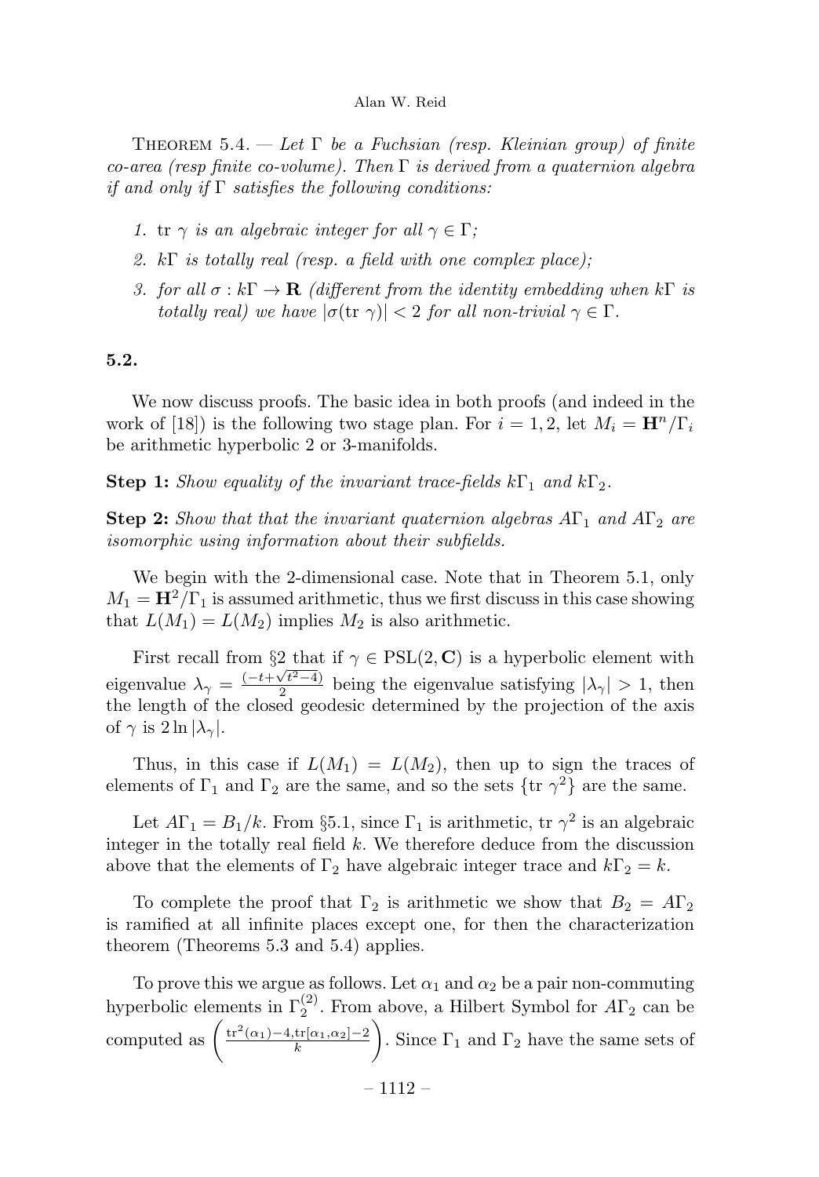THEOREM 5.4. — *Let $\Gamma$ be a Fuchsian (resp. Kleinian group) of finite co-area (resp finite co-volume). Then $\Gamma$ is derived from a quaternion algebra if and only if $\Gamma$ satisfies the following conditions:*

1. *$\mathrm{tr}\ \gamma$ is an algebraic integer for all $\gamma \in \Gamma$;*
2. *$k\Gamma$ is totally real (resp. a field with one complex place);*
3. *for all $\sigma : k\Gamma \to \mathbf{R}$ (different from the identity embedding when $k\Gamma$ is totally real) we have $|\sigma(\mathrm{tr}\ \gamma)| < 2$ for all non-trivial $\gamma \in \Gamma$.*

**5.2.**

We now discuss proofs. The basic idea in both proofs (and indeed in the work of [18]) is the following two stage plan. For $i = 1, 2$, let $M_i = \mathbf{H}^n/\Gamma_i$ be arithmetic hyperbolic 2 or 3-manifolds.

**Step 1:** *Show equality of the invariant trace-fields $k\Gamma_1$ and $k\Gamma_2$.*

**Step 2:** *Show that that the invariant quaternion algebras $A\Gamma_1$ and $A\Gamma_2$ are isomorphic using information about their subfields.*

We begin with the 2-dimensional case. Note that in Theorem 5.1, only $M_1 = \mathbf{H}^2/\Gamma_1$ is assumed arithmetic, thus we first discuss in this case showing that $L(M_1) = L(M_2)$ implies $M_2$ is also arithmetic.

First recall from §2 that if $\gamma \in \mathrm{PSL}(2, \mathbf{C})$ is a hyperbolic element with eigenvalue $\lambda_\gamma = \frac{(-t+\sqrt{t^2-4})}{2}$ being the eigenvalue satisfying $|\lambda_\gamma| > 1$, then the length of the closed geodesic determined by the projection of the axis of $\gamma$ is $2 \ln |\lambda_\gamma|$.

Thus, in this case if $L(M_1) = L(M_2)$, then up to sign the traces of elements of $\Gamma_1$ and $\Gamma_2$ are the same, and so the sets $\{\mathrm{tr}\ \gamma^2\}$ are the same.

Let $A\Gamma_1 = B_1/k$. From §5.1, since $\Gamma_1$ is arithmetic, $\mathrm{tr}\ \gamma^2$ is an algebraic integer in the totally real field $k$. We therefore deduce from the discussion above that the elements of $\Gamma_2$ have algebraic integer trace and $k\Gamma_2 = k$.

To complete the proof that $\Gamma_2$ is arithmetic we show that $B_2 = A\Gamma_2$ is ramified at all infinite places except one, for then the characterization theorem (Theorems 5.3 and 5.4) applies.

To prove this we argue as follows. Let $\alpha_1$ and $\alpha_2$ be a pair non-commuting hyperbolic elements in $\Gamma_2^{(2)}$. From above, a Hilbert Symbol for $A\Gamma_2$ can be computed as $\left(\frac{\mathrm{tr}^2(\alpha_1)-4, \mathrm{tr}[\alpha_1,\alpha_2]-2}{k}\right)$. Since $\Gamma_1$ and $\Gamma_2$ have the same sets of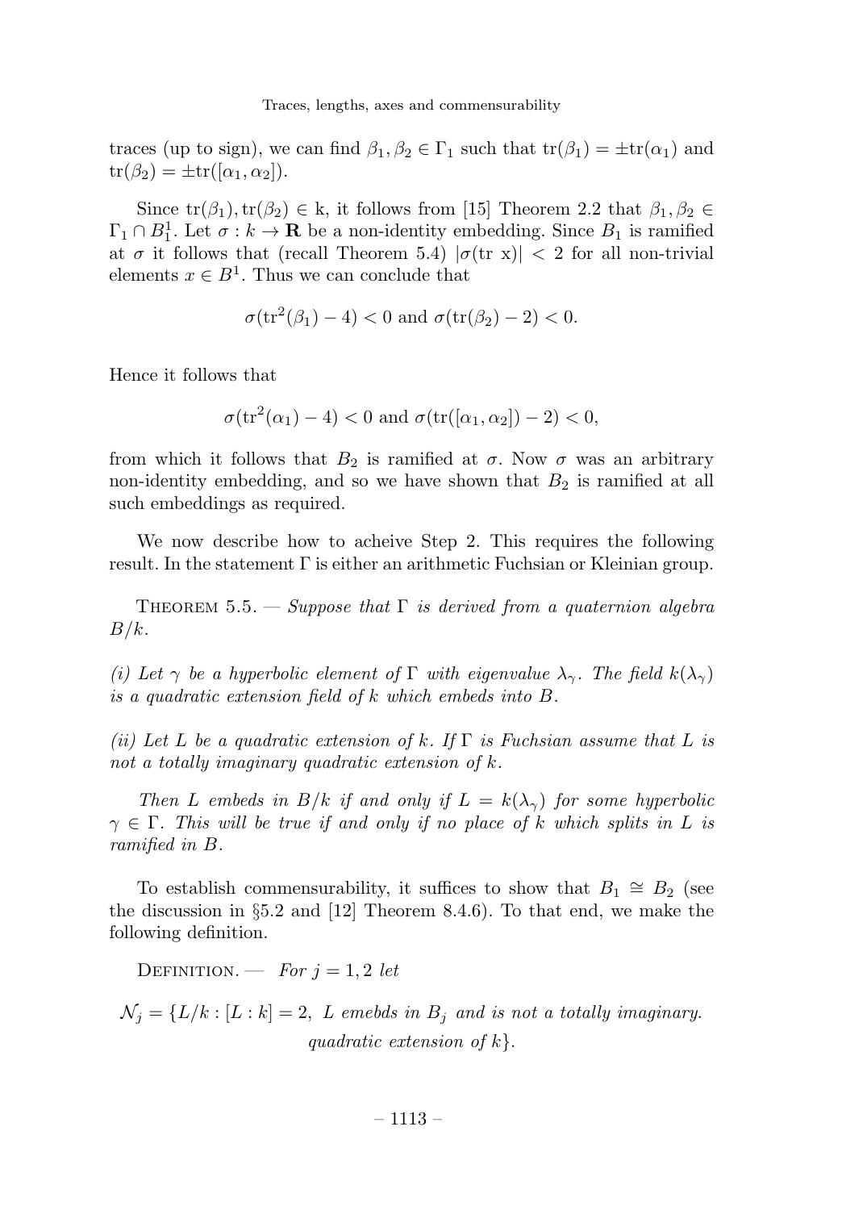traces (up to sign), we can find $\beta_1, \beta_2 \in \Gamma_1$ such that $\mathrm{tr}(\beta_1) = \pm\mathrm{tr}(\alpha_1)$ and $\mathrm{tr}(\beta_2) = \pm\mathrm{tr}([\alpha_1, \alpha_2])$.

Since $\mathrm{tr}(\beta_1), \mathrm{tr}(\beta_2) \in \mathrm{k}$, it follows from [15] Theorem 2.2 that $\beta_1, \beta_2 \in \Gamma_1 \cap B_1^1$. Let $\sigma : k \to \mathbf{R}$ be a non-identity embedding. Since $B_1$ is ramified at $\sigma$ it follows that (recall Theorem 5.4) $|\sigma(\mathrm{tr}\ \mathrm{x})| < 2$ for all non-trivial elements $x \in B^1$. Thus we can conclude that

$$\sigma(\mathrm{tr}^2(\beta_1) - 4) < 0 \text{ and } \sigma(\mathrm{tr}(\beta_2) - 2) < 0.$$

Hence it follows that

$$\sigma(\mathrm{tr}^2(\alpha_1) - 4) < 0 \text{ and } \sigma(\mathrm{tr}([\alpha_1, \alpha_2]) - 2) < 0,$$

from which it follows that $B_2$ is ramified at $\sigma$. Now $\sigma$ was an arbitrary non-identity embedding, and so we have shown that $B_2$ is ramified at all such embeddings as required.

We now describe how to acheive Step 2. This requires the following result. In the statement $\Gamma$ is either an arithmetic Fuchsian or Kleinian group.

**Theorem 5.5.** — *Suppose that $\Gamma$ is derived from a quaternion algebra $B/k$.*

*(i) Let $\gamma$ be a hyperbolic element of $\Gamma$ with eigenvalue $\lambda_\gamma$. The field $k(\lambda_\gamma)$ is a quadratic extension field of $k$ which embeds into $B$.*

*(ii) Let $L$ be a quadratic extension of $k$. If $\Gamma$ is Fuchsian assume that $L$ is not a totally imaginary quadratic extension of $k$.*

*Then $L$ embeds in $B/k$ if and only if $L = k(\lambda_\gamma)$ for some hyperbolic $\gamma \in \Gamma$. This will be true if and only if no place of $k$ which splits in $L$ is ramified in $B$.*

To establish commensurability, it suffices to show that $B_1 \cong B_2$ (see the discussion in §5.2 and [12] Theorem 8.4.6). To that end, we make the following definition.

**Definition.** — *For $j = 1, 2$ let*

$$\mathcal{N}_j = \{L/k : [L : k] = 2,\ L \text{ emebds in } B_j \text{ and is not a totally imaginary. quadratic extension of } k\}.$$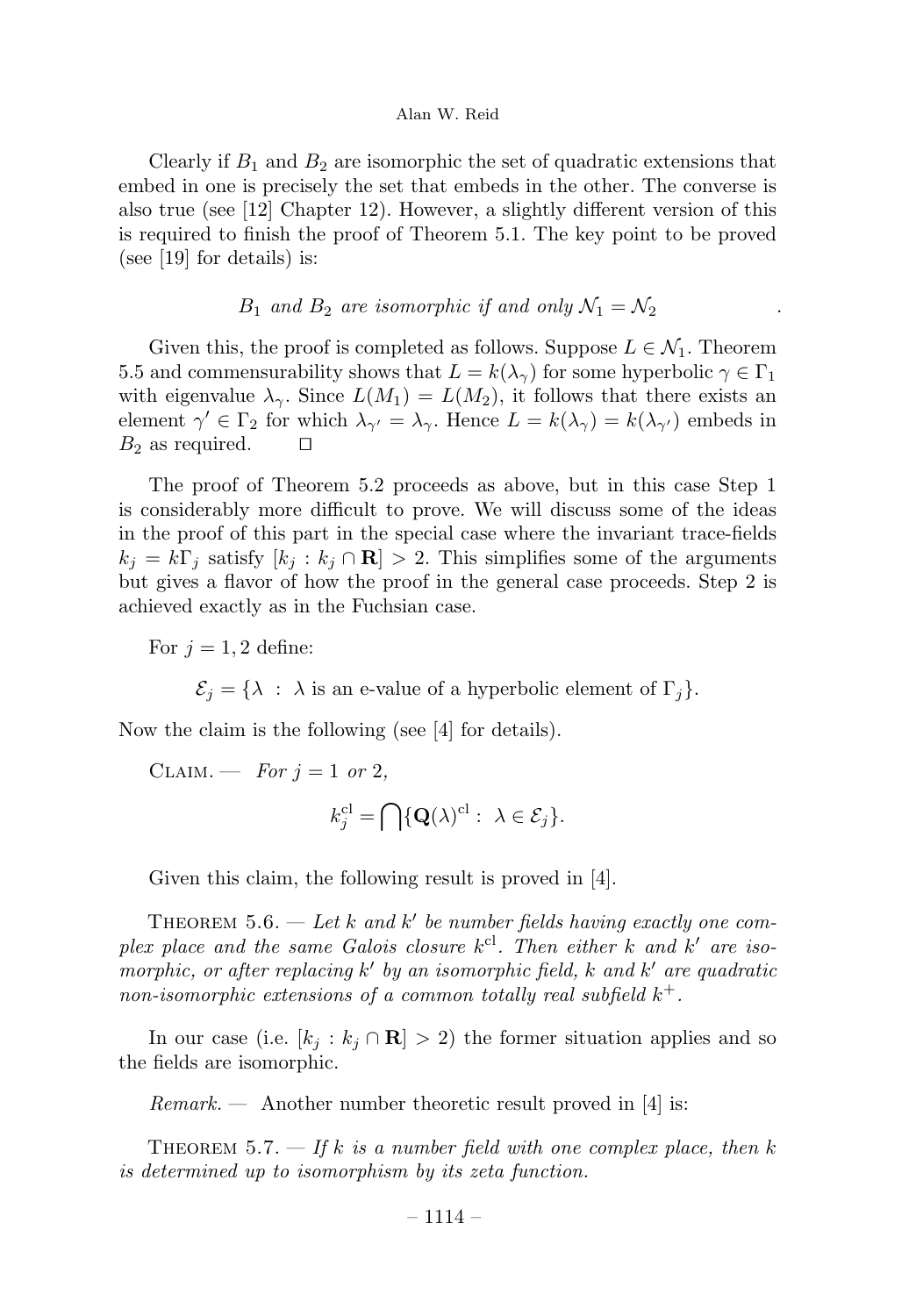Clearly if $B_1$ and $B_2$ are isomorphic the set of quadratic extensions that embed in one is precisely the set that embeds in the other. The converse is also true (see [12] Chapter 12). However, a slightly different version of this is required to finish the proof of Theorem 5.1. The key point to be proved (see [19] for details) is:

$$B_1 \textit{ and } B_2 \textit{ are isomorphic if and only } \mathcal{N}_1 = \mathcal{N}_2 .$$

Given this, the proof is completed as follows. Suppose $L \in \mathcal{N}_1$. Theorem 5.5 and commensurability shows that $L = k(\lambda_\gamma)$ for some hyperbolic $\gamma \in \Gamma_1$ with eigenvalue $\lambda_\gamma$. Since $L(M_1) = L(M_2)$, it follows that there exists an element $\gamma' \in \Gamma_2$ for which $\lambda_{\gamma'} = \lambda_\gamma$. Hence $L = k(\lambda_\gamma) = k(\lambda_{\gamma'})$ embeds in $B_2$ as required. $\square$

The proof of Theorem 5.2 proceeds as above, but in this case Step 1 is considerably more difficult to prove. We will discuss some of the ideas in the proof of this part in the special case where the invariant trace-fields $k_j = k\Gamma_j$ satisfy $[k_j : k_j \cap \mathbf{R}] > 2$. This simplifies some of the arguments but gives a flavor of how the proof in the general case proceeds. Step 2 is achieved exactly as in the Fuchsian case.

For $j = 1, 2$ define:

$$\mathcal{E}_j = \{\lambda \ : \ \lambda \text{ is an e-value of a hyperbolic element of } \Gamma_j\}.$$

Now the claim is the following (see [4] for details).

Claim. — *For $j = 1$ or $2$,*

$$k_j^{\mathrm{cl}} = \bigcap \{\mathbf{Q}(\lambda)^{\mathrm{cl}} : \ \lambda \in \mathcal{E}_j\}.$$

Given this claim, the following result is proved in [4].

Theorem 5.6. — *Let $k$ and $k'$ be number fields having exactly one complex place and the same Galois closure $k^{\mathrm{cl}}$. Then either $k$ and $k'$ are isomorphic, or after replacing $k'$ by an isomorphic field, $k$ and $k'$ are quadratic non-isomorphic extensions of a common totally real subfield $k^+$.*

In our case (i.e. $[k_j : k_j \cap \mathbf{R}] > 2$) the former situation applies and so the fields are isomorphic.

*Remark.* — Another number theoretic result proved in [4] is:

Theorem 5.7. — *If $k$ is a number field with one complex place, then $k$ is determined up to isomorphism by its zeta function.*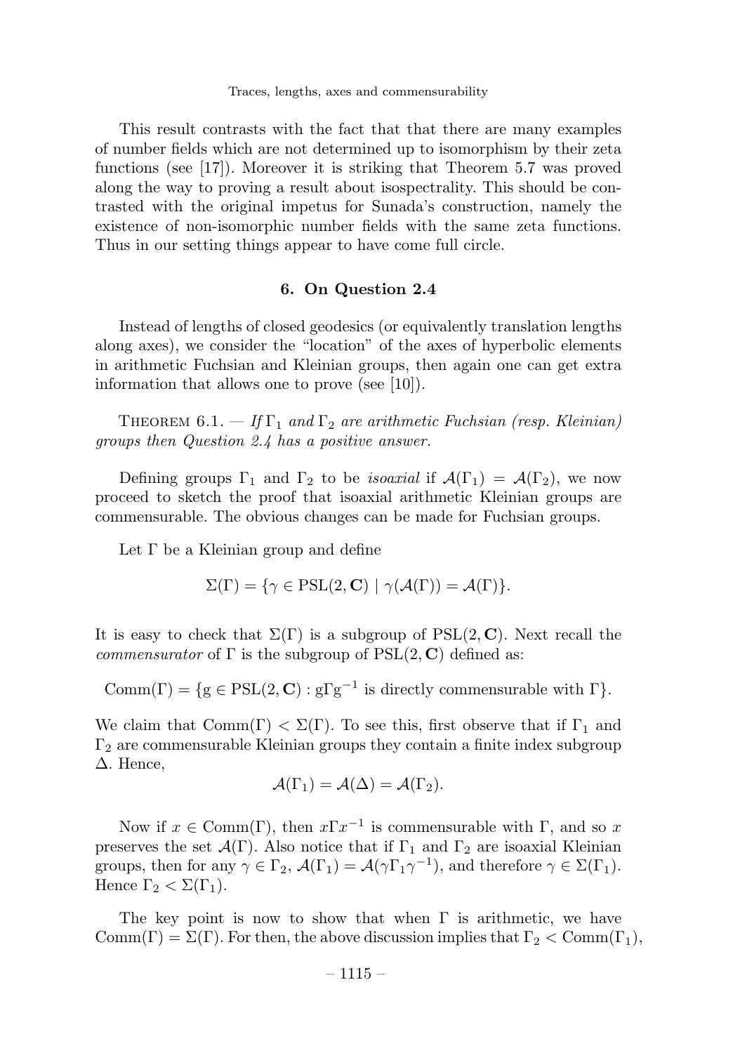This result contrasts with the fact that that there are many examples of number fields which are not determined up to isomorphism by their zeta functions (see [17]). Moreover it is striking that Theorem 5.7 was proved along the way to proving a result about isospectrality. This should be contrasted with the original impetus for Sunada's construction, namely the existence of non-isomorphic number fields with the same zeta functions. Thus in our setting things appear to have come full circle.

## 6. On Question 2.4

Instead of lengths of closed geodesics (or equivalently translation lengths along axes), we consider the "location" of the axes of hyperbolic elements in arithmetic Fuchsian and Kleinian groups, then again one can get extra information that allows one to prove (see [10]).

Theorem 6.1. — *If $\Gamma_1$ and $\Gamma_2$ are arithmetic Fuchsian (resp. Kleinian) groups then Question 2.4 has a positive answer.*

Defining groups $\Gamma_1$ and $\Gamma_2$ to be *isoaxial* if $\mathcal{A}(\Gamma_1) = \mathcal{A}(\Gamma_2)$, we now proceed to sketch the proof that isoaxial arithmetic Kleinian groups are commensurable. The obvious changes can be made for Fuchsian groups.

Let $\Gamma$ be a Kleinian group and define

$$\Sigma(\Gamma) = \{\gamma \in \mathrm{PSL}(2, \mathbf{C}) \mid \gamma(\mathcal{A}(\Gamma)) = \mathcal{A}(\Gamma)\}.$$

It is easy to check that $\Sigma(\Gamma)$ is a subgroup of $\mathrm{PSL}(2, \mathbf{C})$. Next recall the *commensurator* of $\Gamma$ is the subgroup of $\mathrm{PSL}(2, \mathbf{C})$ defined as:

$$\mathrm{Comm}(\Gamma) = \{\mathrm{g} \in \mathrm{PSL}(2, \mathbf{C}) : \mathrm{g}\Gamma\mathrm{g}^{-1} \text{ is directly commensurable with } \Gamma\}.$$

We claim that $\mathrm{Comm}(\Gamma) < \Sigma(\Gamma)$. To see this, first observe that if $\Gamma_1$ and $\Gamma_2$ are commensurable Kleinian groups they contain a finite index subgroup $\Delta$. Hence,

$$\mathcal{A}(\Gamma_1) = \mathcal{A}(\Delta) = \mathcal{A}(\Gamma_2).$$

Now if $x \in \mathrm{Comm}(\Gamma)$, then $x\Gamma x^{-1}$ is commensurable with $\Gamma$, and so $x$ preserves the set $\mathcal{A}(\Gamma)$. Also notice that if $\Gamma_1$ and $\Gamma_2$ are isoaxial Kleinian groups, then for any $\gamma \in \Gamma_2$, $\mathcal{A}(\Gamma_1) = \mathcal{A}(\gamma\Gamma_1\gamma^{-1})$, and therefore $\gamma \in \Sigma(\Gamma_1)$. Hence $\Gamma_2 < \Sigma(\Gamma_1)$.

The key point is now to show that when $\Gamma$ is arithmetic, we have $\mathrm{Comm}(\Gamma) = \Sigma(\Gamma)$. For then, the above discussion implies that $\Gamma_2 < \mathrm{Comm}(\Gamma_1)$,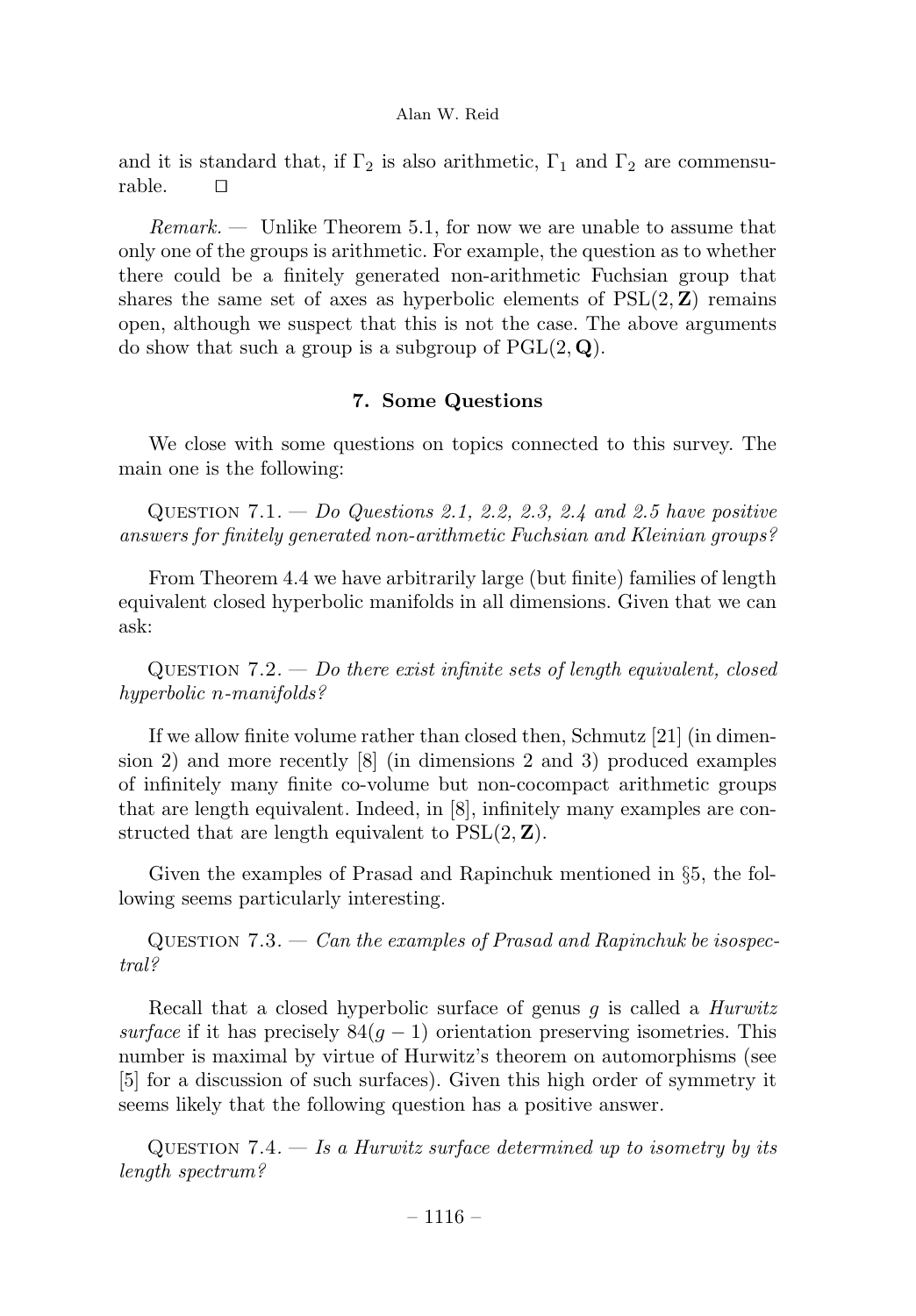and it is standard that, if $\Gamma_2$ is also arithmetic, $\Gamma_1$ and $\Gamma_2$ are commensurable. $\square$

*Remark. —* Unlike Theorem 5.1, for now we are unable to assume that only one of the groups is arithmetic. For example, the question as to whether there could be a finitely generated non-arithmetic Fuchsian group that shares the same set of axes as hyperbolic elements of $\mathrm{PSL}(2, \mathbf{Z})$ remains open, although we suspect that this is not the case. The above arguments do show that such a group is a subgroup of $\mathrm{PGL}(2, \mathbf{Q})$.

## 7. Some Questions

We close with some questions on topics connected to this survey. The main one is the following:

Question 7.1. — *Do Questions 2.1, 2.2, 2.3, 2.4 and 2.5 have positive answers for finitely generated non-arithmetic Fuchsian and Kleinian groups?*

From Theorem 4.4 we have arbitrarily large (but finite) families of length equivalent closed hyperbolic manifolds in all dimensions. Given that we can ask:

Question 7.2. — *Do there exist infinite sets of length equivalent, closed hyperbolic n-manifolds?*

If we allow finite volume rather than closed then, Schmutz [21] (in dimension 2) and more recently [8] (in dimensions 2 and 3) produced examples of infinitely many finite co-volume but non-cocompact arithmetic groups that are length equivalent. Indeed, in [8], infinitely many examples are constructed that are length equivalent to $\mathrm{PSL}(2, \mathbf{Z})$.

Given the examples of Prasad and Rapinchuk mentioned in §5, the following seems particularly interesting.

Question 7.3. — *Can the examples of Prasad and Rapinchuk be isospectral?*

Recall that a closed hyperbolic surface of genus $g$ is called a *Hurwitz surface* if it has precisely $84(g-1)$ orientation preserving isometries. This number is maximal by virtue of Hurwitz's theorem on automorphisms (see [5] for a discussion of such surfaces). Given this high order of symmetry it seems likely that the following question has a positive answer.

Question 7.4. — *Is a Hurwitz surface determined up to isometry by its length spectrum?*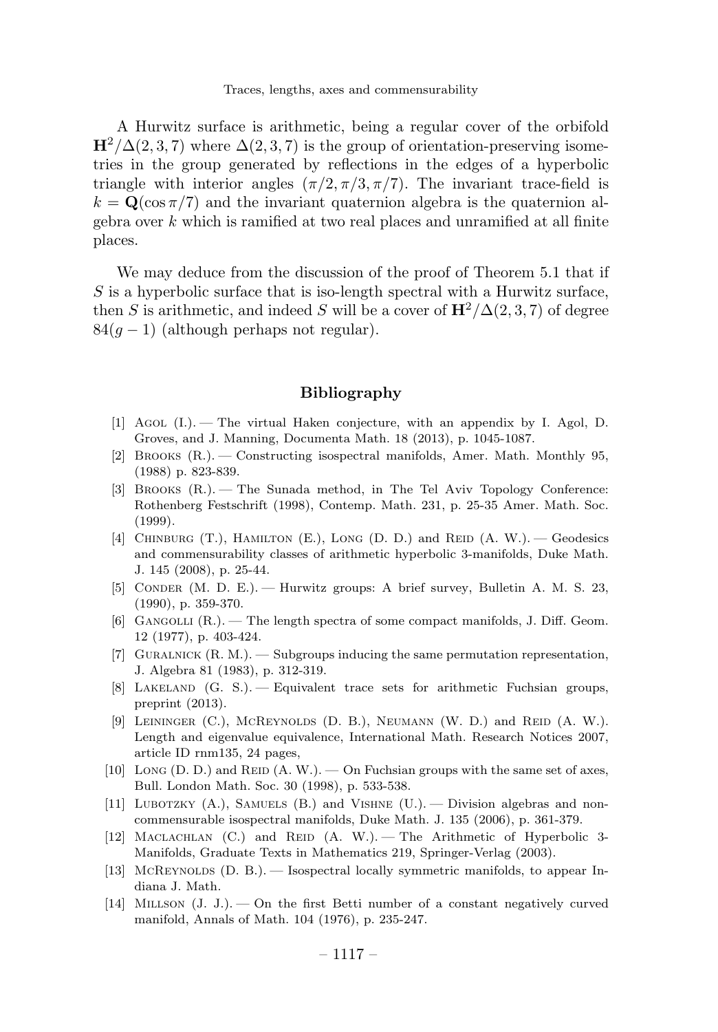A Hurwitz surface is arithmetic, being a regular cover of the orbifold $\mathbf{H}^2/\Delta(2,3,7)$ where $\Delta(2,3,7)$ is the group of orientation-preserving isometries in the group generated by reflections in the edges of a hyperbolic triangle with interior angles $(\pi/2, \pi/3, \pi/7)$. The invariant trace-field is $k = \mathbf{Q}(\cos \pi/7)$ and the invariant quaternion algebra is the quaternion algebra over $k$ which is ramified at two real places and unramified at all finite places.

We may deduce from the discussion of the proof of Theorem 5.1 that if $S$ is a hyperbolic surface that is iso-length spectral with a Hurwitz surface, then $S$ is arithmetic, and indeed $S$ will be a cover of $\mathbf{H}^2/\Delta(2,3,7)$ of degree $84(g-1)$ (although perhaps not regular).

## Bibliography

[1] Agol (I.). — The virtual Haken conjecture, with an appendix by I. Agol, D. Groves, and J. Manning, Documenta Math. 18 (2013), p. 1045-1087.

[2] Brooks (R.). — Constructing isospectral manifolds, Amer. Math. Monthly 95, (1988) p. 823-839.

[3] Brooks (R.). — The Sunada method, in The Tel Aviv Topology Conference: Rothenberg Festschrift (1998), Contemp. Math. 231, p. 25-35 Amer. Math. Soc. (1999).

[4] Chinburg (T.), Hamilton (E.), Long (D. D.) and Reid (A. W.). — Geodesics and commensurability classes of arithmetic hyperbolic 3-manifolds, Duke Math. J. 145 (2008), p. 25-44.

[5] Conder (M. D. E.). — Hurwitz groups: A brief survey, Bulletin A. M. S. 23, (1990), p. 359-370.

[6] Gangolli (R.). — The length spectra of some compact manifolds, J. Diff. Geom. 12 (1977), p. 403-424.

[7] Guralnick (R. M.). — Subgroups inducing the same permutation representation, J. Algebra 81 (1983), p. 312-319.

[8] Lakeland (G. S.). — Equivalent trace sets for arithmetic Fuchsian groups, preprint (2013).

[9] Leininger (C.), McReynolds (D. B.), Neumann (W. D.) and Reid (A. W.). Length and eigenvalue equivalence, International Math. Research Notices 2007, article ID rnm135, 24 pages,

[10] Long (D. D.) and Reid (A. W.). — On Fuchsian groups with the same set of axes, Bull. London Math. Soc. 30 (1998), p. 533-538.

[11] Lubotzky (A.), Samuels (B.) and Vishne (U.). — Division algebras and noncommensurable isospectral manifolds, Duke Math. J. 135 (2006), p. 361-379.

[12] Maclachlan (C.) and Reid (A. W.). — The Arithmetic of Hyperbolic 3-Manifolds, Graduate Texts in Mathematics 219, Springer-Verlag (2003).

[13] McReynolds (D. B.). — Isospectral locally symmetric manifolds, to appear Indiana J. Math.

[14] Millson (J. J.). — On the first Betti number of a constant negatively curved manifold, Annals of Math. 104 (1976), p. 235-247.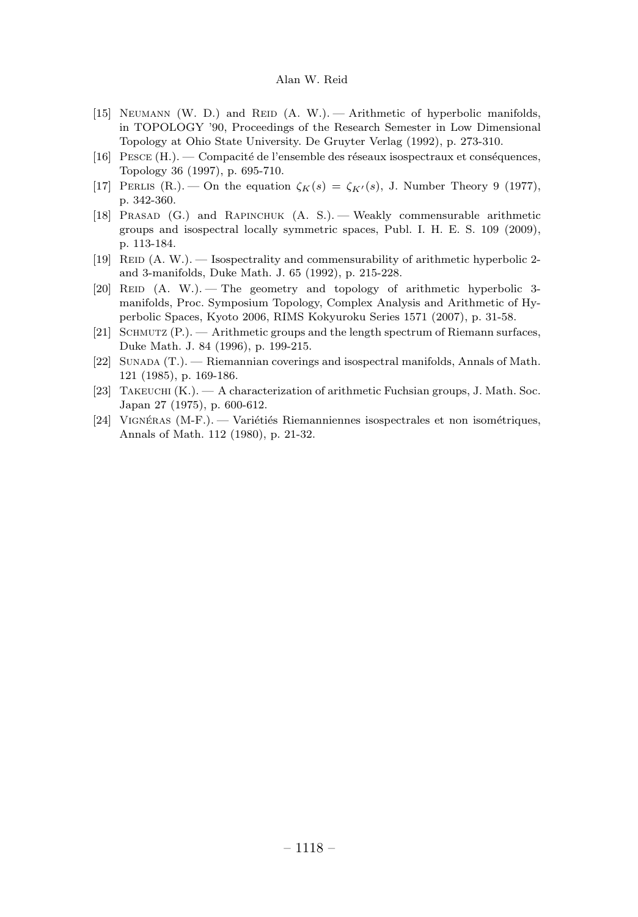[15] Neumann (W. D.) and Reid (A. W.). — Arithmetic of hyperbolic manifolds, in TOPOLOGY '90, Proceedings of the Research Semester in Low Dimensional Topology at Ohio State University. De Gruyter Verlag (1992), p. 273-310.

[16] Pesce (H.). — Compacité de l'ensemble des réseaux isospectraux et conséquences, Topology 36 (1997), p. 695-710.

[17] Perlis (R.). — On the equation $\zeta_K(s) = \zeta_{K'}(s)$, J. Number Theory 9 (1977), p. 342-360.

[18] Prasad (G.) and Rapinchuk (A. S.). — Weakly commensurable arithmetic groups and isospectral locally symmetric spaces, Publ. I. H. E. S. 109 (2009), p. 113-184.

[19] Reid (A. W.). — Isospectrality and commensurability of arithmetic hyperbolic 2- and 3-manifolds, Duke Math. J. 65 (1992), p. 215-228.

[20] Reid (A. W.). — The geometry and topology of arithmetic hyperbolic 3-manifolds, Proc. Symposium Topology, Complex Analysis and Arithmetic of Hyperbolic Spaces, Kyoto 2006, RIMS Kokyuroku Series 1571 (2007), p. 31-58.

[21] Schmutz (P.). — Arithmetic groups and the length spectrum of Riemann surfaces, Duke Math. J. 84 (1996), p. 199-215.

[22] Sunada (T.). — Riemannian coverings and isospectral manifolds, Annals of Math. 121 (1985), p. 169-186.

[23] Takeuchi (K.). — A characterization of arithmetic Fuchsian groups, J. Math. Soc. Japan 27 (1975), p. 600-612.

[24] Vignéras (M-F.). — Variétiés Riemanniennes isospectrales et non isométriques, Annals of Math. 112 (1980), p. 21-32.